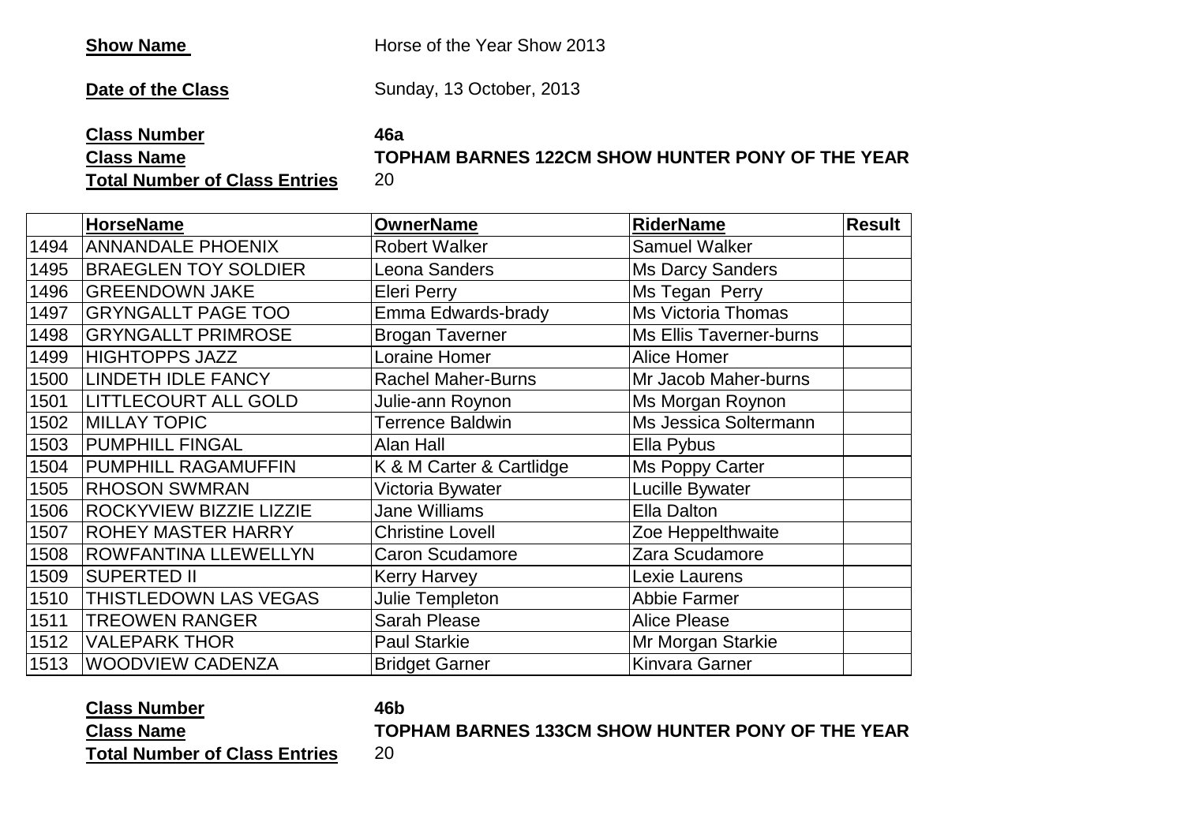**Show Name** Horse of the Year Show 2013

**Date of the Class** Sunday, 13 October, 2013

**Class Number** **46a**
**Class Name** **TOPHAM BARNES 122CM SHOW HUNTER PONY OF THE YEAR**
**Total Number of Class Entries** 20

| | HorseName | OwnerName | RiderName | Result |
|---|---|---|---|---|
| 1494 | ANNANDALE PHOENIX | Robert Walker | Samuel Walker | |
| 1495 | BRAEGLEN TOY SOLDIER | Leona Sanders | Ms Darcy Sanders | |
| 1496 | GREENDOWN JAKE | Eleri Perry | Ms Tegan Perry | |
| 1497 | GRYNGALLT PAGE TOO | Emma Edwards-brady | Ms Victoria Thomas | |
| 1498 | GRYNGALLT PRIMROSE | Brogan Taverner | Ms Ellis Taverner-burns | |
| 1499 | HIGHTOPPS JAZZ | Loraine Homer | Alice Homer | |
| 1500 | LINDETH IDLE FANCY | Rachel Maher-Burns | Mr Jacob Maher-burns | |
| 1501 | LITTLECOURT ALL GOLD | Julie-ann Roynon | Ms Morgan Roynon | |
| 1502 | MILLAY TOPIC | Terrence Baldwin | Ms Jessica Soltermann | |
| 1503 | PUMPHILL FINGAL | Alan Hall | Ella Pybus | |
| 1504 | PUMPHILL RAGAMUFFIN | K & M Carter & Cartlidge | Ms Poppy Carter | |
| 1505 | RHOSON SWMRAN | Victoria Bywater | Lucille Bywater | |
| 1506 | ROCKYVIEW BIZZIE LIZZIE | Jane Williams | Ella Dalton | |
| 1507 | ROHEY MASTER HARRY | Christine Lovell | Zoe Heppelthwaite | |
| 1508 | ROWFANTINA LLEWELLYN | Caron Scudamore | Zara Scudamore | |
| 1509 | SUPERTED II | Kerry Harvey | Lexie Laurens | |
| 1510 | THISTLEDOWN LAS VEGAS | Julie Templeton | Abbie Farmer | |
| 1511 | TREOWEN RANGER | Sarah Please | Alice Please | |
| 1512 | VALEPARK THOR | Paul Starkie | Mr Morgan Starkie | |
| 1513 | WOODVIEW CADENZA | Bridget Garner | Kinvara Garner | |

**Class Number** **46b**
**Class Name** **TOPHAM BARNES 133CM SHOW HUNTER PONY OF THE YEAR**
**Total Number of Class Entries** 20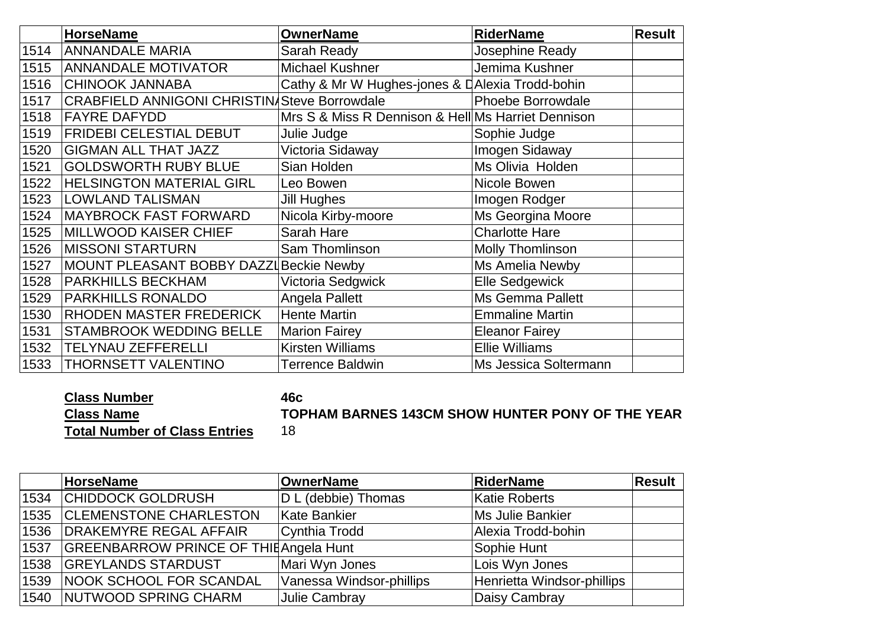| | HorseName | OwnerName | RiderName | Result |
|---|---|---|---|---|
| 1514 | ANNANDALE MARIA | Sarah Ready | Josephine Ready | |
| 1515 | ANNANDALE MOTIVATOR | Michael Kushner | Jemima Kushner | |
| 1516 | CHINOOK JANNABA | Cathy & Mr W Hughes-jones & D | Alexia Trodd-bohin | |
| 1517 | CRABFIELD ANNIGONI CHRISTIN | Steve Borrowdale | Phoebe Borrowdale | |
| 1518 | FAYRE DAFYDD | Mrs S & Miss R Dennison & Hell | Ms Harriet Dennison | |
| 1519 | FRIDEBI CELESTIAL DEBUT | Julie Judge | Sophie Judge | |
| 1520 | GIGMAN ALL THAT JAZZ | Victoria Sidaway | Imogen Sidaway | |
| 1521 | GOLDSWORTH RUBY BLUE | Sian Holden | Ms Olivia Holden | |
| 1522 | HELSINGTON MATERIAL GIRL | Leo Bowen | Nicole Bowen | |
| 1523 | LOWLAND TALISMAN | Jill Hughes | Imogen Rodger | |
| 1524 | MAYBROCK FAST FORWARD | Nicola Kirby-moore | Ms Georgina Moore | |
| 1525 | MILLWOOD KAISER CHIEF | Sarah Hare | Charlotte Hare | |
| 1526 | MISSONI STARTURN | Sam Thomlinson | Molly Thomlinson | |
| 1527 | MOUNT PLEASANT BOBBY DAZZL | Beckie Newby | Ms Amelia Newby | |
| 1528 | PARKHILLS BECKHAM | Victoria Sedgwick | Elle Sedgewick | |
| 1529 | PARKHILLS RONALDO | Angela Pallett | Ms Gemma Pallett | |
| 1530 | RHODEN MASTER FREDERICK | Hente Martin | Emmaline Martin | |
| 1531 | STAMBROOK WEDDING BELLE | Marion Fairey | Eleanor Fairey | |
| 1532 | TELYNAU ZEFFERELLI | Kirsten Williams | Ellie Williams | |
| 1533 | THORNSETT VALENTINO | Terrence Baldwin | Ms Jessica Soltermann | |

**Class Number** **46c**

**Class Name** **TOPHAM BARNES 143CM SHOW HUNTER PONY OF THE YEAR**

**Total Number of Class Entries** 18

| | HorseName | OwnerName | RiderName | Result |
|---|---|---|---|---|
| 1534 | CHIDDOCK GOLDRUSH | D L (debbie) Thomas | Katie Roberts | |
| 1535 | CLEMENSTONE CHARLESTON | Kate Bankier | Ms Julie Bankier | |
| 1536 | DRAKEMYRE REGAL AFFAIR | Cynthia Trodd | Alexia Trodd-bohin | |
| 1537 | GREENBARROW PRINCE OF THIE | Angela Hunt | Sophie Hunt | |
| 1538 | GREYLANDS STARDUST | Mari Wyn Jones | Lois Wyn Jones | |
| 1539 | NOOK SCHOOL FOR SCANDAL | Vanessa Windsor-phillips | Henrietta Windsor-phillips | |
| 1540 | NUTWOOD SPRING CHARM | Julie Cambray | Daisy Cambray | |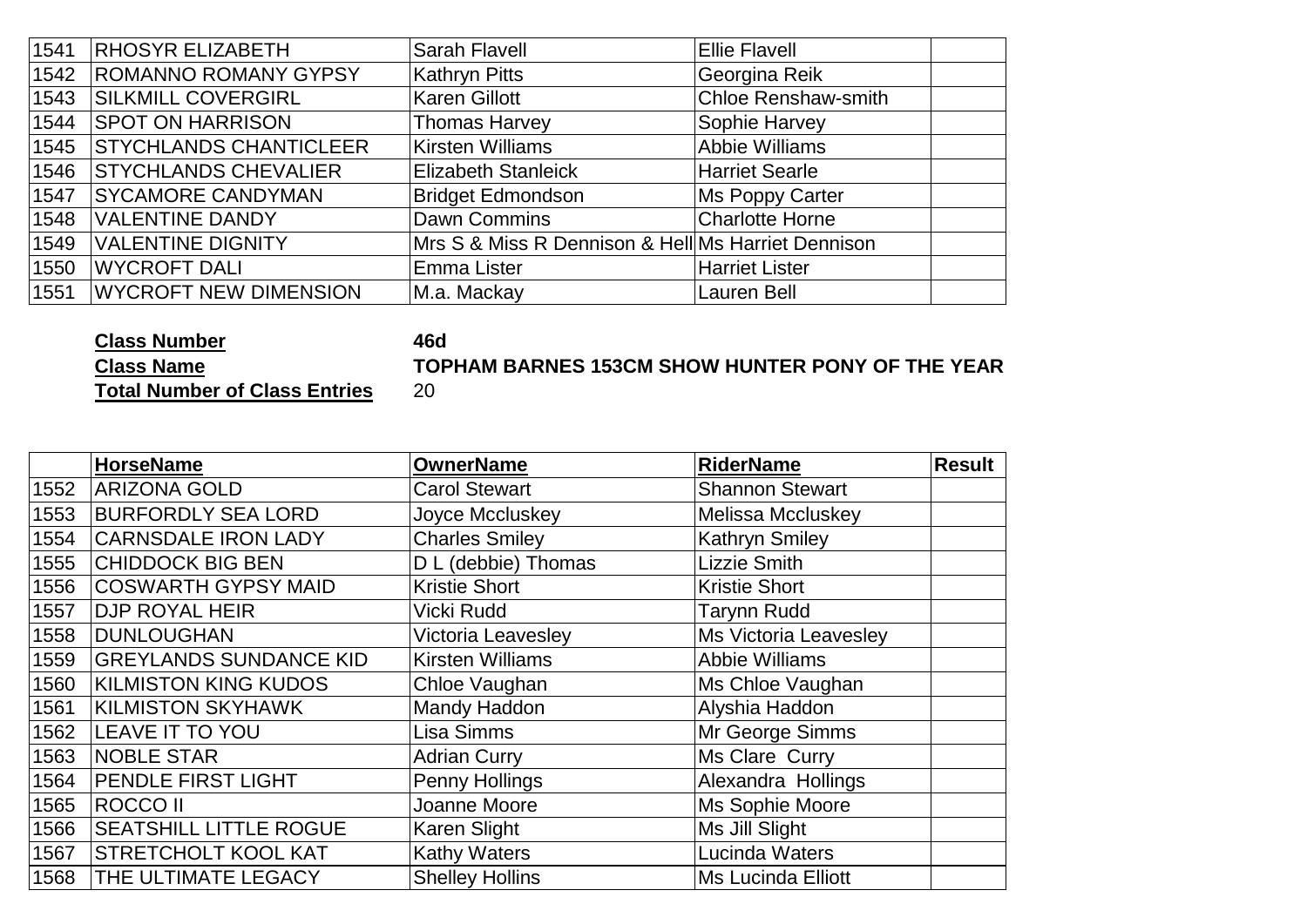| | | | | |
|---|---|---|---|---|
| 1541 | RHOSYR ELIZABETH | Sarah Flavell | Ellie Flavell | |
| 1542 | ROMANNO ROMANY GYPSY | Kathryn Pitts | Georgina Reik | |
| 1543 | SILKMILL COVERGIRL | Karen Gillott | Chloe Renshaw-smith | |
| 1544 | SPOT ON HARRISON | Thomas Harvey | Sophie Harvey | |
| 1545 | STYCHLANDS CHANTICLEER | Kirsten Williams | Abbie Williams | |
| 1546 | STYCHLANDS CHEVALIER | Elizabeth Stanleick | Harriet Searle | |
| 1547 | SYCAMORE CANDYMAN | Bridget Edmondson | Ms Poppy Carter | |
| 1548 | VALENTINE DANDY | Dawn Commins | Charlotte Horne | |
| 1549 | VALENTINE DIGNITY | Mrs S & Miss R Dennison & Hell | Ms Harriet Dennison | |
| 1550 | WYCROFT DALI | Emma Lister | Harriet Lister | |
| 1551 | WYCROFT NEW DIMENSION | M.a. Mackay | Lauren Bell | |

**Class Number** **46d**

**Class Name** **TOPHAM BARNES 153CM SHOW HUNTER PONY OF THE YEAR**

**Total Number of Class Entries** 20

| | HorseName | OwnerName | RiderName | Result |
|---|---|---|---|---|
| 1552 | ARIZONA GOLD | Carol Stewart | Shannon Stewart | |
| 1553 | BURFORDLY SEA LORD | Joyce Mccluskey | Melissa Mccluskey | |
| 1554 | CARNSDALE IRON LADY | Charles Smiley | Kathryn Smiley | |
| 1555 | CHIDDOCK BIG BEN | D L (debbie) Thomas | Lizzie Smith | |
| 1556 | COSWARTH GYPSY MAID | Kristie Short | Kristie Short | |
| 1557 | DJP ROYAL HEIR | Vicki Rudd | Tarynn Rudd | |
| 1558 | DUNLOUGHAN | Victoria Leavesley | Ms Victoria Leavesley | |
| 1559 | GREYLANDS SUNDANCE KID | Kirsten Williams | Abbie Williams | |
| 1560 | KILMISTON KING KUDOS | Chloe Vaughan | Ms Chloe Vaughan | |
| 1561 | KILMISTON SKYHAWK | Mandy Haddon | Alyshia Haddon | |
| 1562 | LEAVE IT TO YOU | Lisa Simms | Mr George Simms | |
| 1563 | NOBLE STAR | Adrian Curry | Ms Clare Curry | |
| 1564 | PENDLE FIRST LIGHT | Penny Hollings | Alexandra Hollings | |
| 1565 | ROCCO II | Joanne Moore | Ms Sophie Moore | |
| 1566 | SEATSHILL LITTLE ROGUE | Karen Slight | Ms Jill Slight | |
| 1567 | STRETCHOLT KOOL KAT | Kathy Waters | Lucinda Waters | |
| 1568 | THE ULTIMATE LEGACY | Shelley Hollins | Ms Lucinda Elliott | |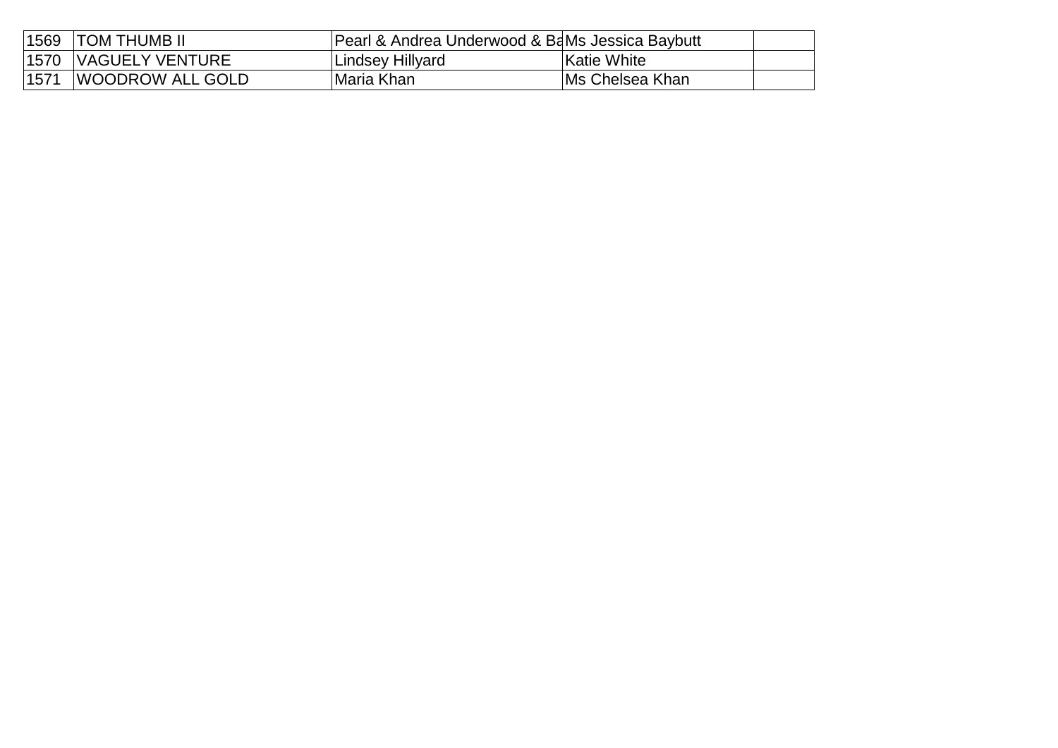| | | | | |
|---|---|---|---|---|
| 1569 | TOM THUMB II | Pearl & Andrea Underwood & Ba | Ms Jessica Baybutt | |
| 1570 | VAGUELY VENTURE | Lindsey Hillyard | Katie White | |
| 1571 | WOODROW ALL GOLD | Maria Khan | Ms Chelsea Khan | |